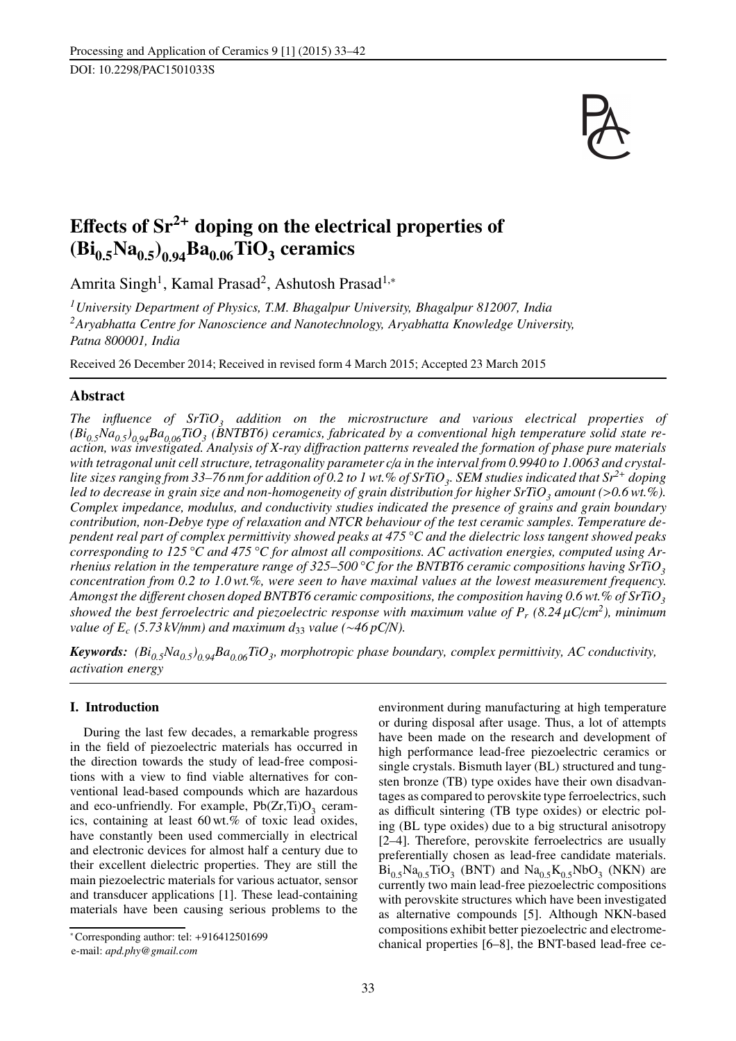DOI: 10.2298/PAC1501033S

# Effects of $Sr^{2+}$ doping on the electrical properties of $(Bi_{0.5}Na_{0.5})_{0.94}Ba_{0.06}TiO_3$ ceramics

Amrita Singh[1], Kamal Prasad[2], Ashutosh Prasad[1,*]

[1]*University Department of Physics, T.M. Bhagalpur University, Bhagalpur 812007, India*
[2]*Aryabhatta Centre for Nanoscience and Nanotechnology, Aryabhatta Knowledge University, Patna 800001, India*

Received 26 December 2014; Received in revised form 4 March 2015; Accepted 23 March 2015

## Abstract

*The influence of $SrTiO_3$ addition on the microstructure and various electrical properties of $(Bi_{0.5}Na_{0.5})_{0.94}Ba_{0.06}TiO_3$ (BNTBT6) ceramics, fabricated by a conventional high temperature solid state reaction, was investigated. Analysis of X-ray diffraction patterns revealed the formation of phase pure materials with tetragonal unit cell structure, tetragonality parameter c/a in the interval from 0.9940 to 1.0063 and crystallite sizes ranging from 33–76 nm for addition of 0.2 to 1 wt.% of $SrTiO_3$. SEM studies indicated that $Sr^{2+}$ doping led to decrease in grain size and non-homogeneity of grain distribution for higher $SrTiO_3$ amount (>0.6 wt.%). Complex impedance, modulus, and conductivity studies indicated the presence of grains and grain boundary contribution, non-Debye type of relaxation and NTCR behaviour of the test ceramic samples. Temperature dependent real part of complex permittivity showed peaks at 475 °C and the dielectric loss tangent showed peaks corresponding to 125 °C and 475 °C for almost all compositions. AC activation energies, computed using Arrhenius relation in the temperature range of 325–500 °C for the BNTBT6 ceramic compositions having $SrTiO_3$ concentration from 0.2 to 1.0 wt.%, were seen to have maximal values at the lowest measurement frequency. Amongst the different chosen doped BNTBT6 ceramic compositions, the composition having 0.6 wt.% of $SrTiO_3$ showed the best ferroelectric and piezoelectric response with maximum value of $P_r$ (8.24 µC/cm$^2$), minimum value of $E_c$ (5.73 kV/mm) and maximum $d_{33}$ value (~46 pC/N).*

***Keywords:*** *$(Bi_{0.5}Na_{0.5})_{0.94}Ba_{0.06}TiO_3$, morphotropic phase boundary, complex permittivity, AC conductivity, activation energy*

## I. Introduction

During the last few decades, a remarkable progress in the field of piezoelectric materials has occurred in the direction towards the study of lead-free compositions with a view to find viable alternatives for conventional lead-based compounds which are hazardous and eco-unfriendly. For example, $Pb(Zr,Ti)O_3$ ceramics, containing at least 60 wt.% of toxic lead oxides, have constantly been used commercially in electrical and electronic devices for almost half a century due to their excellent dielectric properties. They are still the main piezoelectric materials for various actuator, sensor and transducer applications [1]. These lead-containing materials have been causing serious problems to the environment during manufacturing at high temperature or during disposal after usage. Thus, a lot of attempts have been made on the research and development of high performance lead-free piezoelectric ceramics or single crystals. Bismuth layer (BL) structured and tungsten bronze (TB) type oxides have their own disadvantages as compared to perovskite type ferroelectrics, such as difficult sintering (TB type oxides) or electric poling (BL type oxides) due to a big structural anisotropy [2–4]. Therefore, perovskite ferroelectrics are usually preferentially chosen as lead-free candidate materials. $Bi_{0.5}Na_{0.5}TiO_3$ (BNT) and $Na_{0.5}K_{0.5}NbO_3$ (NKN) are currently two main lead-free piezoelectric compositions with perovskite structures which have been investigated as alternative compounds [5]. Although NKN-based compositions exhibit better piezoelectric and electromechanical properties [6–8], the BNT-based lead-free ce-

*Corresponding author: tel: +916412501699
e-mail: *apd.phy@gmail.com*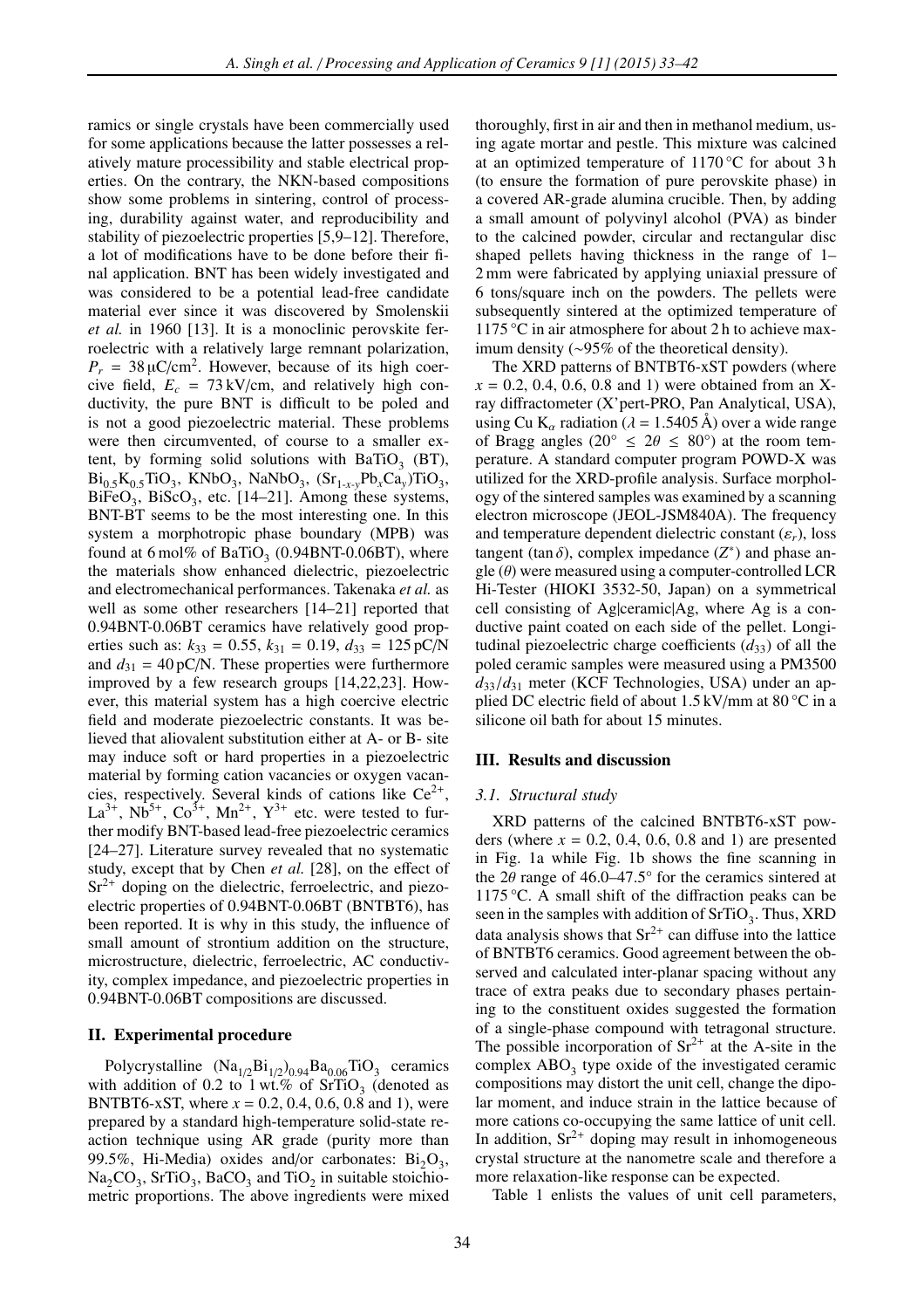ramics or single crystals have been commercially used for some applications because the latter possesses a relatively mature processibility and stable electrical properties. On the contrary, the NKN-based compositions show some problems in sintering, control of processing, durability against water, and reproducibility and stability of piezoelectric properties [5,9–12]. Therefore, a lot of modifications have to be done before their final application. BNT has been widely investigated and was considered to be a potential lead-free candidate material ever since it was discovered by Smolenskii *et al.* in 1960 [13]. It is a monoclinic perovskite ferroelectric with a relatively large remnant polarization, $P_r$ = 38 µC/cm$^2$. However, because of its high coercive field, $E_c$ = 73 kV/cm, and relatively high conductivity, the pure BNT is difficult to be poled and is not a good piezoelectric material. These problems were then circumvented, of course to a smaller extent, by forming solid solutions with $BaTiO_3$ (BT), $Bi_{0.5}K_{0.5}TiO_3$, $KNbO_3$, $NaNbO_3$, $(Sr_{1-x-y}Pb_xCa_y)TiO_3$, $BiFeO_3$, $BiScO_3$, etc. [14–21]. Among these systems, BNT-BT seems to be the most interesting one. In this system a morphotropic phase boundary (MPB) was found at 6 mol% of $BaTiO_3$ (0.94BNT-0.06BT), where the materials show enhanced dielectric, piezoelectric and electromechanical performances. Takenaka *et al.* as well as some other researchers [14–21] reported that 0.94BNT-0.06BT ceramics have relatively good properties such as: $k_{33}$ = 0.55, $k_{31}$ = 0.19, $d_{33}$ = 125 pC/N and $d_{31}$ = 40 pC/N. These properties were furthermore improved by a few research groups [14,22,23]. However, this material system has a high coercive electric field and moderate piezoelectric constants. It was believed that aliovalent substitution either at A- or B- site may induce soft or hard properties in a piezoelectric material by forming cation vacancies or oxygen vacancies, respectively. Several kinds of cations like $Ce^{2+}$, $La^{3+}$, $Nb^{5+}$, $Co^{3+}$, $Mn^{2+}$, $Y^{3+}$ etc. were tested to further modify BNT-based lead-free piezoelectric ceramics [24–27]. Literature survey revealed that no systematic study, except that by Chen *et al.* [28], on the effect of $Sr^{2+}$ doping on the dielectric, ferroelectric, and piezoelectric properties of 0.94BNT-0.06BT (BNTBT6), has been reported. It is why in this study, the influence of small amount of strontium addition on the structure, microstructure, dielectric, ferroelectric, AC conductivity, complex impedance, and piezoelectric properties in 0.94BNT-0.06BT compositions are discussed.

## II. Experimental procedure

Polycrystalline $(Na_{1/2}Bi_{1/2})_{0.94}Ba_{0.06}TiO_3$ ceramics with addition of 0.2 to 1 wt.% of $SrTiO_3$ (denoted as BNTBT6-xST, where $x$ = 0.2, 0.4, 0.6, 0.8 and 1), were prepared by a standard high-temperature solid-state reaction technique using AR grade (purity more than 99.5%, Hi-Media) oxides and/or carbonates: $Bi_2O_3$, $Na_2CO_3$, $SrTiO_3$, $BaCO_3$ and $TiO_2$ in suitable stoichiometric proportions. The above ingredients were mixed thoroughly, first in air and then in methanol medium, using agate mortar and pestle. This mixture was calcined at an optimized temperature of 1170 °C for about 3 h (to ensure the formation of pure perovskite phase) in a covered AR-grade alumina crucible. Then, by adding a small amount of polyvinyl alcohol (PVA) as binder to the calcined powder, circular and rectangular disc shaped pellets having thickness in the range of 1–2 mm were fabricated by applying uniaxial pressure of 6 tons/square inch on the powders. The pellets were subsequently sintered at the optimized temperature of 1175 °C in air atmosphere for about 2 h to achieve maximum density (∼95% of the theoretical density).

The XRD patterns of BNTBT6-xST powders (where $x$ = 0.2, 0.4, 0.6, 0.8 and 1) were obtained from an X-ray diffractometer (X'pert-PRO, Pan Analytical, USA), using Cu $K_\alpha$ radiation ($\lambda$ = 1.5405 Å) over a wide range of Bragg angles (20° ≤ $2\theta$ ≤ 80°) at the room temperature. A standard computer program POWD-X was utilized for the XRD-profile analysis. Surface morphology of the sintered samples was examined by a scanning electron microscope (JEOL-JSM840A). The frequency and temperature dependent dielectric constant ($\varepsilon_r$), loss tangent ($\tan\delta$), complex impedance ($Z^*$) and phase angle ($\theta$) were measured using a computer-controlled LCR Hi-Tester (HIOKI 3532-50, Japan) on a symmetrical cell consisting of Ag|ceramic|Ag, where Ag is a conductive paint coated on each side of the pellet. Longitudinal piezoelectric charge coefficients ($d_{33}$) of all the poled ceramic samples were measured using a PM3500 $d_{33}/d_{31}$ meter (KCF Technologies, USA) under an applied DC electric field of about 1.5 kV/mm at 80 °C in a silicone oil bath for about 15 minutes.

## III. Results and discussion

### 3.1. Structural study

XRD patterns of the calcined BNTBT6-xST powders (where $x$ = 0.2, 0.4, 0.6, 0.8 and 1) are presented in Fig. 1a while Fig. 1b shows the fine scanning in the $2\theta$ range of 46.0–47.5° for the ceramics sintered at 1175 °C. A small shift of the diffraction peaks can be seen in the samples with addition of $SrTiO_3$. Thus, XRD data analysis shows that $Sr^{2+}$ can diffuse into the lattice of BNTBT6 ceramics. Good agreement between the observed and calculated inter-planar spacing without any trace of extra peaks due to secondary phases pertaining to the constituent oxides suggested the formation of a single-phase compound with tetragonal structure. The possible incorporation of $Sr^{2+}$ at the A-site in the complex $ABO_3$ type oxide of the investigated ceramic compositions may distort the unit cell, change the dipolar moment, and induce strain in the lattice because of more cations co-occupying the same lattice of unit cell. In addition, $Sr^{2+}$ doping may result in inhomogeneous crystal structure at the nanometre scale and therefore a more relaxation-like response can be expected.

Table 1 enlists the values of unit cell parameters,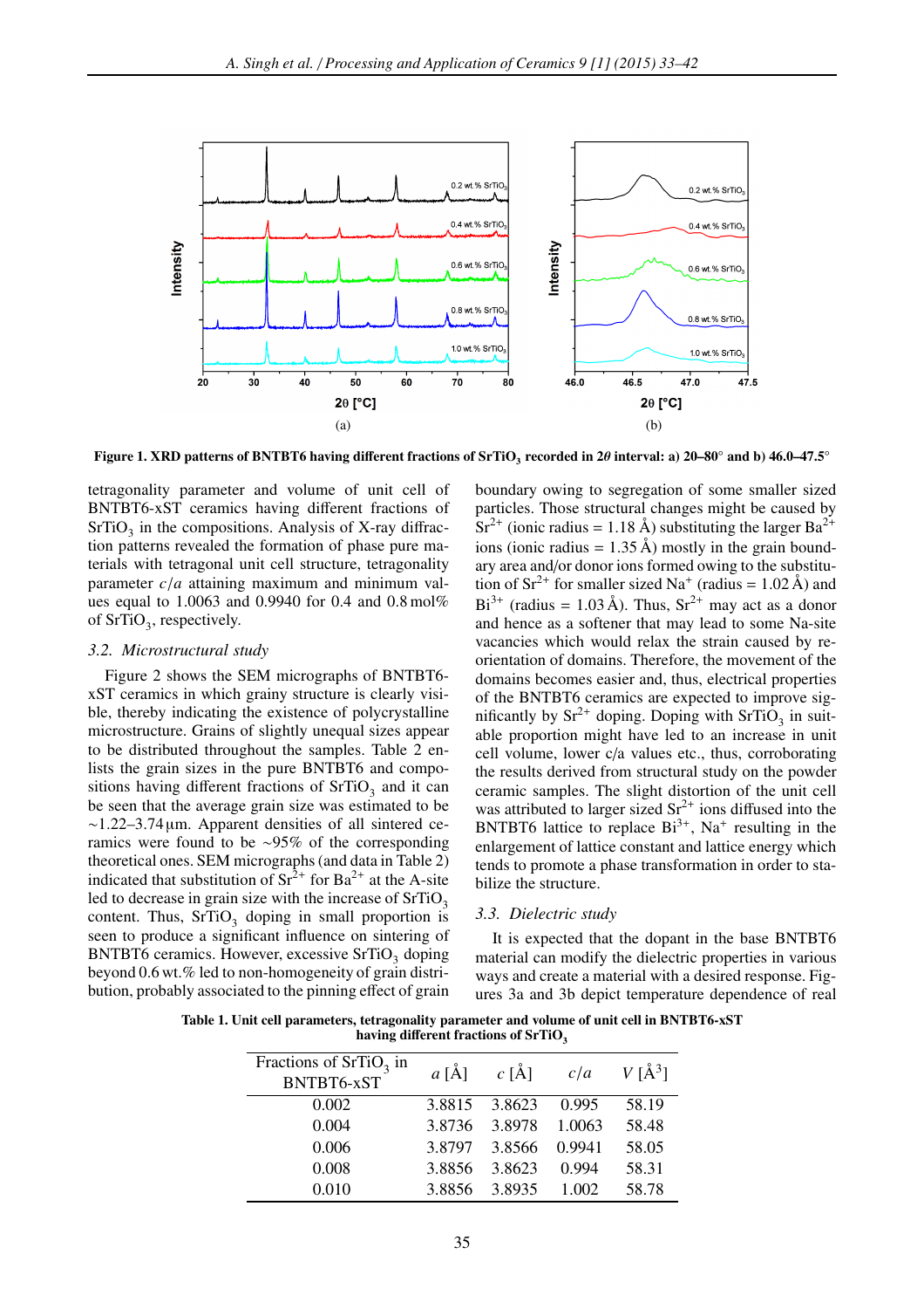Figure 1. XRD patterns of BNTBT6 having different fractions of $SrTiO_3$ recorded in $2\theta$ interval: a) 20–80° and b) 46.0–47.5°

tetragonality parameter and volume of unit cell of BNTBT6-xST ceramics having different fractions of $SrTiO_3$ in the compositions. Analysis of X-ray diffraction patterns revealed the formation of phase pure materials with tetragonal unit cell structure, tetragonality parameter $c/a$ attaining maximum and minimum values equal to 1.0063 and 0.9940 for 0.4 and 0.8 mol% of $SrTiO_3$, respectively.

### 3.2. Microstructural study

Figure 2 shows the SEM micrographs of BNTBT6-xST ceramics in which grainy structure is clearly visible, thereby indicating the existence of polycrystalline microstructure. Grains of slightly unequal sizes appear to be distributed throughout the samples. Table 2 enlists the grain sizes in the pure BNTBT6 and compositions having different fractions of $SrTiO_3$ and it can be seen that the average grain size was estimated to be ~1.22–3.74 µm. Apparent densities of all sintered ceramics were found to be ~95% of the corresponding theoretical ones. SEM micrographs (and data in Table 2) indicated that substitution of $Sr^{2+}$ for $Ba^{2+}$ at the A-site led to decrease in grain size with the increase of $SrTiO_3$ content. Thus, $SrTiO_3$ doping in small proportion is seen to produce a significant influence on sintering of BNTBT6 ceramics. However, excessive $SrTiO_3$ doping beyond 0.6 wt.% led to non-homogeneity of grain distribution, probably associated to the pinning effect of grain boundary owing to segregation of some smaller sized particles. Those structural changes might be caused by $Sr^{2+}$ (ionic radius = 1.18 Å) substituting the larger $Ba^{2+}$ ions (ionic radius = 1.35 Å) mostly in the grain boundary area and/or donor ions formed owing to the substitution of $Sr^{2+}$ for smaller sized $Na^+$ (radius = 1.02 Å) and $Bi^{3+}$ (radius = 1.03 Å). Thus, $Sr^{2+}$ may act as a donor and hence as a softener that may lead to some Na-site vacancies which would relax the strain caused by reorientation of domains. Therefore, the movement of the domains becomes easier and, thus, electrical properties of the BNTBT6 ceramics are expected to improve significantly by $Sr^{2+}$ doping. Doping with $SrTiO_3$ in suitable proportion might have led to an increase in unit cell volume, lower c/a values etc., thus, corroborating the results derived from structural study on the powder ceramic samples. The slight distortion of the unit cell was attributed to larger sized $Sr^{2+}$ ions diffused into the BNTBT6 lattice to replace $Bi^{3+}$, $Na^+$ resulting in the enlargement of lattice constant and lattice energy which tends to promote a phase transformation in order to stabilize the structure.

### 3.3. Dielectric study

It is expected that the dopant in the base BNTBT6 material can modify the dielectric properties in various ways and create a material with a desired response. Figures 3a and 3b depict temperature dependence of real

Table 1. Unit cell parameters, tetragonality parameter and volume of unit cell in BNTBT6-xST having different fractions of $SrTiO_3$

| Fractions of $SrTiO_3$ in BNTBT6-xST | $a$ [Å] | $c$ [Å] | $c/a$ | $V$ [Å$^3$] |
|---|---|---|---|---|
| 0.002 | 3.8815 | 3.8623 | 0.995 | 58.19 |
| 0.004 | 3.8736 | 3.8978 | 1.0063 | 58.48 |
| 0.006 | 3.8797 | 3.8566 | 0.9941 | 58.05 |
| 0.008 | 3.8856 | 3.8623 | 0.994 | 58.31 |
| 0.010 | 3.8856 | 3.8935 | 1.002 | 58.78 |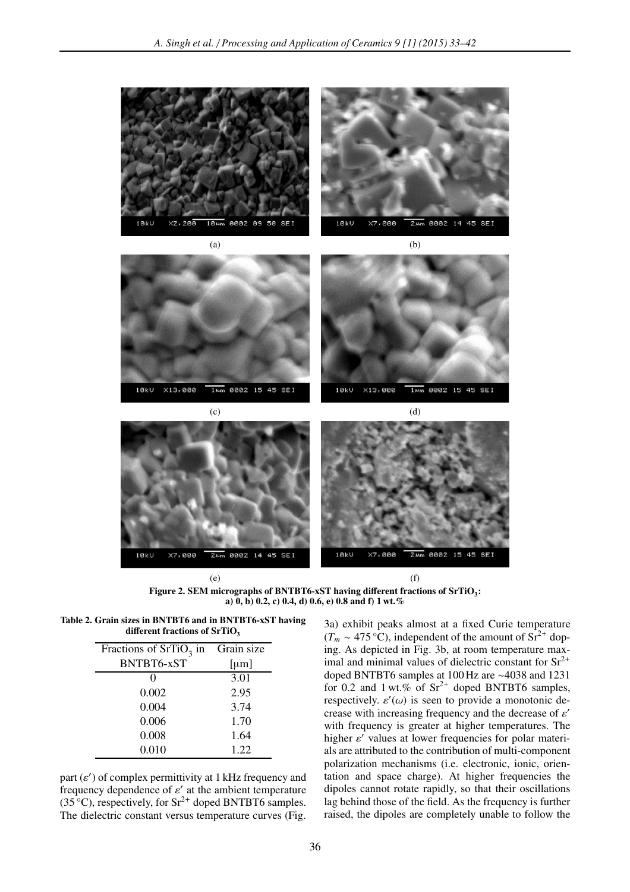Figure 2. SEM micrographs of BNTBT6-xST having different fractions of $SrTiO_3$: a) 0, b) 0.2, c) 0.4, d) 0.6, e) 0.8 and f) 1 wt.%

Table 2. Grain sizes in BNTBT6 and in BNTBT6-xST having different fractions of $SrTiO_3$

| Fractions of $SrTiO_3$ in BNTBT6-xST | Grain size [μm] |
|---|---|
| 0 | 3.01 |
| 0.002 | 2.95 |
| 0.004 | 3.74 |
| 0.006 | 1.70 |
| 0.008 | 1.64 |
| 0.010 | 1.22 |

part ($\varepsilon'$) of complex permittivity at 1 kHz frequency and frequency dependence of $\varepsilon'$ at the ambient temperature (35 °C), respectively, for $Sr^{2+}$ doped BNTBT6 samples. The dielectric constant versus temperature curves (Fig. 3a) exhibit peaks almost at a fixed Curie temperature ($T_m$ ~ 475 °C), independent of the amount of $Sr^{2+}$ doping. As depicted in Fig. 3b, at room temperature maximal and minimal values of dielectric constant for $Sr^{2+}$ doped BNTBT6 samples at 100 Hz are ~4038 and 1231 for 0.2 and 1 wt.% of $Sr^{2+}$ doped BNTBT6 samples, respectively. $\varepsilon'(\omega)$ is seen to provide a monotonic decrease with increasing frequency and the decrease of $\varepsilon'$ with frequency is greater at higher temperatures. The higher $\varepsilon'$ values at lower frequencies for polar materials are attributed to the contribution of multi-component polarization mechanisms (i.e. electronic, ionic, orientation and space charge). At higher frequencies the dipoles cannot rotate rapidly, so that their oscillations lag behind those of the field. As the frequency is further raised, the dipoles are completely unable to follow the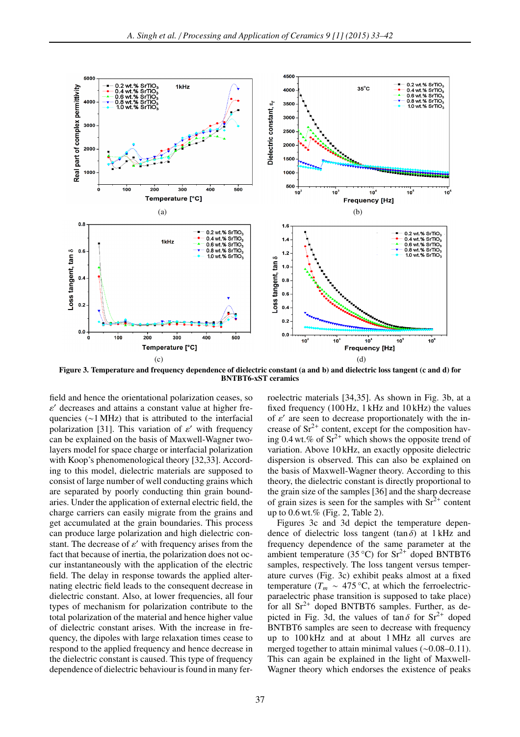**Figure 3. Temperature and frequency dependence of dielectric constant (a and b) and dielectric loss tangent (c and d) for BNTBT6-xST ceramics**

field and hence the orientational polarization ceases, so $\varepsilon'$ decreases and attains a constant value at higher frequencies (~1 MHz) that is attributed to the interfacial polarization [31]. This variation of $\varepsilon'$ with frequency can be explained on the basis of Maxwell-Wagner two-layers model for space charge or interfacial polarization with Koop's phenomenological theory [32,33]. According to this model, dielectric materials are supposed to consist of large number of well conducting grains which are separated by poorly conducting thin grain boundaries. Under the application of external electric field, the charge carriers can easily migrate from the grains and get accumulated at the grain boundaries. This process can produce large polarization and high dielectric constant. The decrease of $\varepsilon'$ with frequency arises from the fact that because of inertia, the polarization does not occur instantaneously with the application of the electric field. The delay in response towards the applied alternating electric field leads to the consequent decrease in dielectric constant. Also, at lower frequencies, all four types of mechanism for polarization contribute to the total polarization of the material and hence higher value of dielectric constant arises. With the increase in frequency, the dipoles with large relaxation times cease to respond to the applied frequency and hence decrease in the dielectric constant is caused. This type of frequency dependence of dielectric behaviour is found in many ferroelectric materials [34,35]. As shown in Fig. 3b, at a fixed frequency (100 Hz, 1 kHz and 10 kHz) the values of $\varepsilon'$ are seen to decrease proportionately with the increase of $Sr^{2+}$ content, except for the composition having 0.4 wt.% of $Sr^{2+}$ which shows the opposite trend of variation. Above 10 kHz, an exactly opposite dielectric dispersion is observed. This can also be explained on the basis of Maxwell-Wagner theory. According to this theory, the dielectric constant is directly proportional to the grain size of the samples [36] and the sharp decrease of grain sizes is seen for the samples with $Sr^{2+}$ content up to 0.6 wt.% (Fig. 2, Table 2).

Figures 3c and 3d depict the temperature dependence of dielectric loss tangent ($\tan\delta$) at 1 kHz and frequency dependence of the same parameter at the ambient temperature (35 °C) for $Sr^{2+}$ doped BNTBT6 samples, respectively. The loss tangent versus temperature curves (Fig. 3c) exhibit peaks almost at a fixed temperature ($T_m$ ~ 475 °C, at which the ferroelectric-paraelectric phase transition is supposed to take place) for all $Sr^{2+}$ doped BNTBT6 samples. Further, as depicted in Fig. 3d, the values of $\tan\delta$ for $Sr^{2+}$ doped BNTBT6 samples are seen to decrease with frequency up to 100 kHz and at about 1 MHz all curves are merged together to attain minimal values (~0.08–0.11). This can again be explained in the light of Maxwell-Wagner theory which endorses the existence of peaks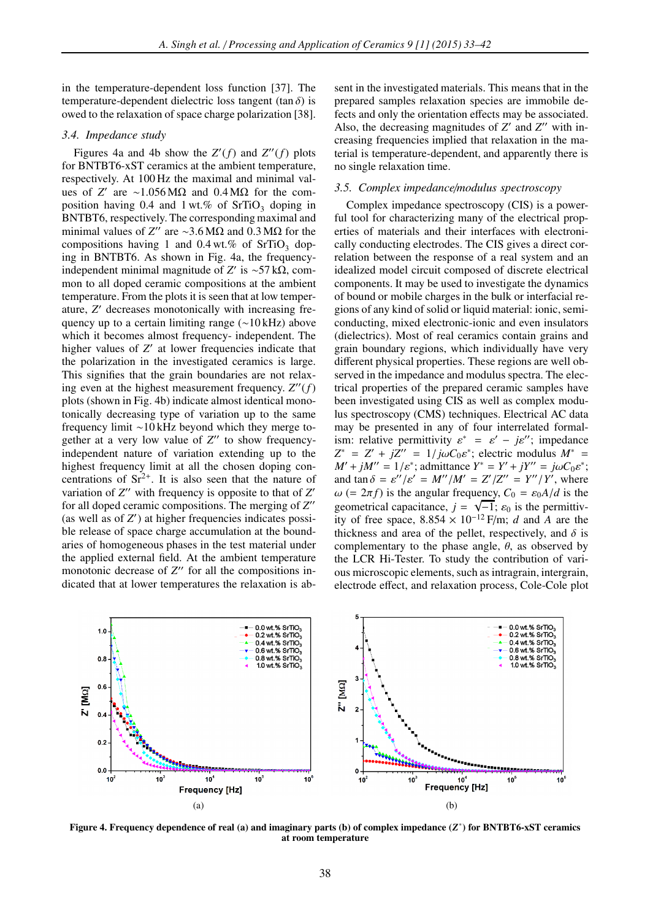in the temperature-dependent loss function [37]. The temperature-dependent dielectric loss tangent ($\tan\delta$) is owed to the relaxation of space charge polarization [38].

### 3.4. Impedance study

Figures 4a and 4b show the $Z'(f)$ and $Z''(f)$ plots for BNTBT6-xST ceramics at the ambient temperature, respectively. At 100 Hz the maximal and minimal values of $Z'$ are ~1.056 MΩ and 0.4 MΩ for the composition having 0.4 and 1 wt.% of $SrTiO_3$ doping in BNTBT6, respectively. The corresponding maximal and minimal values of $Z''$ are ~3.6 MΩ and 0.3 MΩ for the compositions having 1 and 0.4 wt.% of $SrTiO_3$ doping in BNTBT6. As shown in Fig. 4a, the frequency-independent minimal magnitude of $Z'$ is ~57 kΩ, common to all doped ceramic compositions at the ambient temperature. From the plots it is seen that at low temperature, $Z'$ decreases monotonically with increasing frequency up to a certain limiting range (~10 kHz) above which it becomes almost frequency- independent. The higher values of $Z'$ at lower frequencies indicate that the polarization in the investigated ceramics is large. This signifies that the grain boundaries are not relaxing even at the highest measurement frequency. $Z''(f)$ plots (shown in Fig. 4b) indicate almost identical monotonically decreasing type of variation up to the same frequency limit ~10 kHz beyond which they merge together at a very low value of $Z''$ to show frequency-independent nature of variation extending up to the highest frequency limit at all the chosen doping concentrations of $Sr^{2+}$. It is also seen that the nature of variation of $Z''$ with frequency is opposite to that of $Z'$ for all doped ceramic compositions. The merging of $Z''$ (as well as of $Z'$) at higher frequencies indicates possible release of space charge accumulation at the boundaries of homogeneous phases in the test material under the applied external field. At the ambient temperature monotonic decrease of $Z''$ for all the compositions indicated that at lower temperatures the relaxation is absent in the investigated materials. This means that in the prepared samples relaxation species are immobile defects and only the orientation effects may be associated. Also, the decreasing magnitudes of $Z'$ and $Z''$ with increasing frequencies implied that relaxation in the material is temperature-dependent, and apparently there is no single relaxation time.

### 3.5. Complex impedance/modulus spectroscopy

Complex impedance spectroscopy (CIS) is a powerful tool for characterizing many of the electrical properties of materials and their interfaces with electronically conducting electrodes. The CIS gives a direct correlation between the response of a real system and an idealized model circuit composed of discrete electrical components. It may be used to investigate the dynamics of bound or mobile charges in the bulk or interfacial regions of any kind of solid or liquid material: ionic, semiconducting, mixed electronic-ionic and even insulators (dielectrics). Most of real ceramics contain grains and grain boundary regions, which individually have very different physical properties. These regions are well observed in the impedance and modulus spectra. The electrical properties of the prepared ceramic samples have been investigated using CIS as well as complex modulus spectroscopy (CMS) techniques. Electrical AC data may be presented in any of four interrelated formalism: relative permittivity $\varepsilon^* = \varepsilon' - j\varepsilon''$; impedance $Z^* = Z' + jZ'' = 1/j\omega C_0\varepsilon^*$; electric modulus $M^* = M' + jM'' = 1/\varepsilon^*$; admittance $Y^* = Y' + jY'' = j\omega C_0\varepsilon^*$; and $\tan\delta = \varepsilon''/\varepsilon' = M''/M' = Z'/Z'' = Y''/Y'$, where $\omega$ (= $2\pi f$) is the angular frequency, $C_0 = \varepsilon_0 A/d$ is the geometrical capacitance, $j = \sqrt{-1}$; $\varepsilon_0$ is the permittivity of free space, $8.854 \times 10^{-12}$ F/m; $d$ and $A$ are the thickness and area of the pellet, respectively, and $\delta$ is complementary to the phase angle, $\theta$, as observed by the LCR Hi-Tester. To study the contribution of various microscopic elements, such as intragrain, intergrain, electrode effect, and relaxation process, Cole-Cole plot

**Figure 4. Frequency dependence of real (a) and imaginary parts (b) of complex impedance ($Z^*$) for BNTBT6-xST ceramics at room temperature**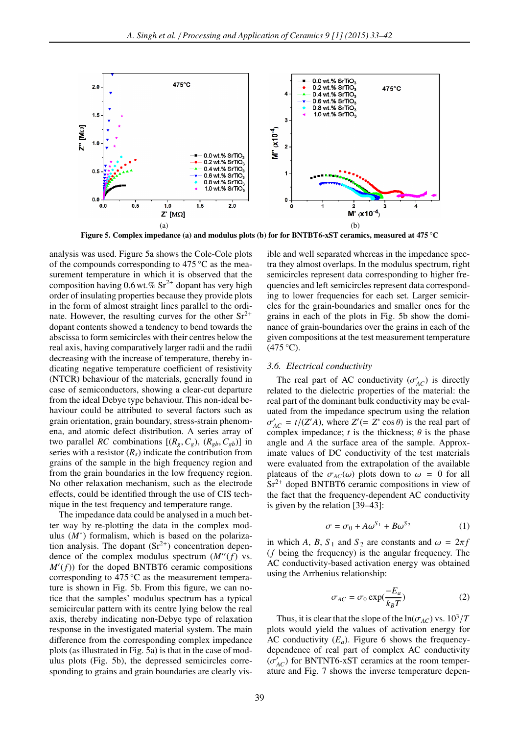Figure 5. Complex impedance (a) and modulus plots (b) for for BNTBT6-xST ceramics, measured at 475 °C

analysis was used. Figure 5a shows the Cole-Cole plots of the compounds corresponding to 475 °C as the measurement temperature in which it is observed that the composition having 0.6 wt.% $Sr^{2+}$ dopant has very high order of insulating properties because they provide plots in the form of almost straight lines parallel to the ordinate. However, the resulting curves for the other $Sr^{2+}$ dopant contents showed a tendency to bend towards the abscissa to form semicircles with their centres below the real axis, having comparatively larger radii and the radii decreasing with the increase of temperature, thereby indicating negative temperature coefficient of resistivity (NTCR) behaviour of the materials, generally found in case of semiconductors, showing a clear-cut departure from the ideal Debye type behaviour. This non-ideal behaviour could be attributed to several factors such as grain orientation, grain boundary, stress-strain phenomena, and atomic defect distribution. A series array of two parallel *RC* combinations $[(R_g, C_g), (R_{gb}, C_{gb})]$ in series with a resistor $(R_s)$ indicate the contribution from grains of the sample in the high frequency region and from the grain boundaries in the low frequency region. No other relaxation mechanism, such as the electrode effects, could be identified through the use of CIS technique in the test frequency and temperature range.

The impedance data could be analysed in a much better way by re-plotting the data in the complex modulus $(M^*)$ formalism, which is based on the polarization analysis. The dopant $(Sr^{2+})$ concentration dependence of the complex modulus spectrum $(M''(f)$ vs. $M'(f))$ for the doped BNTBT6 ceramic compositions corresponding to 475 °C as the measurement temperature is shown in Fig. 5b. From this figure, we can notice that the samples' modulus spectrum has a typical semicircular pattern with its centre lying below the real axis, thereby indicating non-Debye type of relaxation response in the investigated material system. The main difference from the corresponding complex impedance plots (as illustrated in Fig. 5a) is that in the case of modulus plots (Fig. 5b), the depressed semicircles corresponding to grains and grain boundaries are clearly visible and well separated whereas in the impedance spectra they almost overlaps. In the modulus spectrum, right semicircles represent data corresponding to higher frequencies and left semicircles represent data corresponding to lower frequencies for each set. Larger semicircles for the grain-boundaries and smaller ones for the grains in each of the plots in Fig. 5b show the dominance of grain-boundaries over the grains in each of the given compositions at the test measurement temperature (475 °C).

### 3.6. Electrical conductivity

The real part of AC conductivity $(\sigma'_{AC})$ is directly related to the dielectric properties of the material: the real part of the dominant bulk conductivity may be evaluated from the impedance spectrum using the relation $\sigma'_{AC} = t/(Z'A)$, where $Z'(= Z^* \cos\theta)$ is the real part of complex impedance; $t$ is the thickness; $\theta$ is the phase angle and $A$ the surface area of the sample. Approximate values of DC conductivity of the test materials were evaluated from the extrapolation of the available plateaus of the $\sigma_{AC}(\omega)$ plots down to $\omega = 0$ for all $Sr^{2+}$ doped BNTBT6 ceramic compositions in view of the fact that the frequency-dependent AC conductivity is given by the relation [39–43]:

$$\sigma = \sigma_0 + A\omega^{S_1} + B\omega^{S_2} \tag{1}$$

in which $A$, $B$, $S_1$ and $S_2$ are constants and $\omega = 2\pi f$ ($f$ being the frequency) is the angular frequency. The AC conductivity-based activation energy was obtained using the Arrhenius relationship:

$$\sigma_{AC} = \sigma_0 \exp(\frac{-E_a}{k_B T}) \tag{2}$$

Thus, it is clear that the slope of the $\ln(\sigma_{AC})$ vs. $10^3/T$ plots would yield the values of activation energy for AC conductivity $(E_a)$. Figure 6 shows the frequency-dependence of real part of complex AC conductivity $(\sigma'_{AC})$ for BNTNT6-xST ceramics at the room temperature and Fig. 7 shows the inverse temperature depen-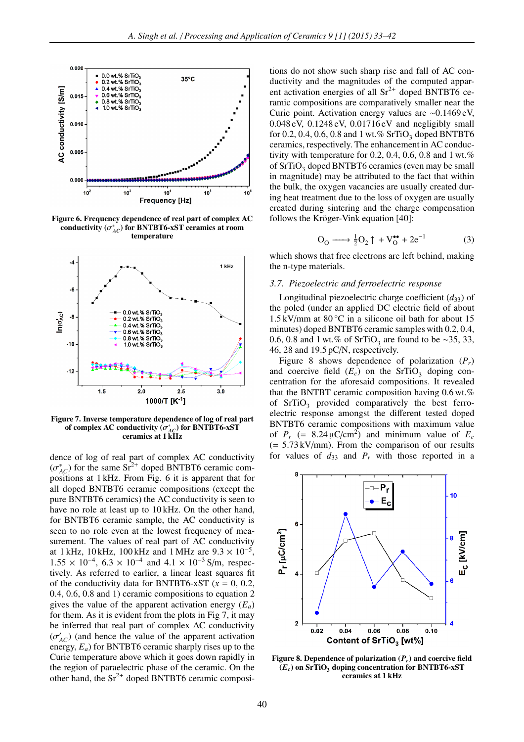Figure 6. Frequency dependence of real part of complex AC conductivity ($\sigma^*_{AC}$) for BNTBT6-xST ceramics at room temperature

Figure 7. Inverse temperature dependence of log of real part of complex AC conductivity ($\sigma^*_{AC}$) for BNTBT6-xST ceramics at 1 kHz

dence of log of real part of complex AC conductivity ($\sigma^*_{AC}$) for the same $Sr^{2+}$ doped BNTBT6 ceramic compositions at 1 kHz. From Fig. 6 it is apparent that for all doped BNTBT6 ceramic compositions (except the pure BNTBT6 ceramics) the AC conductivity is seen to have no role at least up to 10 kHz. On the other hand, for BNTBT6 ceramic sample, the AC conductivity is seen to have no role even at the lowest frequency of measurement. The values of real part of AC conductivity at 1 kHz, 10 kHz, 100 kHz and 1 MHz are $9.3 \times 10^{-5}$, $1.55 \times 10^{-4}$, $6.3 \times 10^{-4}$ and $4.1 \times 10^{-3}$ S/m, respectively. As referred to earlier, a linear least squares fit of the conductivity data for BNTBT6-xST ($x$ = 0, 0.2, 0.4, 0.6, 0.8 and 1) ceramic compositions to equation 2 gives the value of the apparent activation energy ($E_a$) for them. As it is evident from the plots in Fig 7, it may be inferred that real part of complex AC conductivity ($\sigma'_{AC}$) (and hence the value of the apparent activation energy, $E_a$) for BNTBT6 ceramic sharply rises up to the Curie temperature above which it goes down rapidly in the region of paraelectric phase of the ceramic. On the other hand, the $Sr^{2+}$ doped BNTBT6 ceramic compositions do not show such sharp rise and fall of AC conductivity and the magnitudes of the computed apparent activation energies of all $Sr^{2+}$ doped BNTBT6 ceramic compositions are comparatively smaller near the Curie point. Activation energy values are ~0.1469 eV, 0.048 eV, 0.1248 eV, 0.01716 eV and negligibly small for 0.2, 0.4, 0.6, 0.8 and 1 wt.% $SrTiO_3$ doped BNTBT6 ceramics, respectively. The enhancement in AC conductivity with temperature for 0.2, 0.4, 0.6, 0.8 and 1 wt.% of $SrTiO_3$ doped BNTBT6 ceramics (even may be small in magnitude) may be attributed to the fact that within the bulk, the oxygen vacancies are usually created during heat treatment due to the loss of oxygen are usually created during sintering and the charge compensation follows the Kröger-Vink equation [40]:

$$O_O \longrightarrow \frac{1}{2}O_2\uparrow + V_O^{\bullet\bullet} + 2e^{-1} \tag{3}$$

which shows that free electrons are left behind, making the n-type materials.

### 3.7. Piezoelectric and ferroelectric response

Longitudinal piezoelectric charge coefficient ($d_{33}$) of the poled (under an applied DC electric field of about 1.5 kV/mm at 80 °C in a silicone oil bath for about 15 minutes) doped BNTBT6 ceramic samples with 0.2, 0.4, 0.6, 0.8 and 1 wt.% of $SrTiO_3$ are found to be ~35, 33, 46, 28 and 19.5 pC/N, respectively.

Figure 8 shows the dependence of polarization ($P_r$) and coercive field ($E_c$) on the $SrTiO_3$ doping concentration for the aforesaid compositions. It revealed that the BNTBT ceramic composition having 0.6 wt.% of $SrTiO_3$ provided comparatively the best ferroelectric response amongst the different tested doped BNTBT6 ceramic compositions with maximum value of $P_r$ (= 8.24 μC/cm²) and minimum value of $E_c$ (= 5.73 kV/mm). From the comparison of our results for values of $d_{33}$ and $P_r$ with those reported in a

Figure 8. Dependence of polarization ($P_r$) and coercive field ($E_c$) on $SrTiO_3$ doping concentration for BNTBT6-xST ceramics at 1 kHz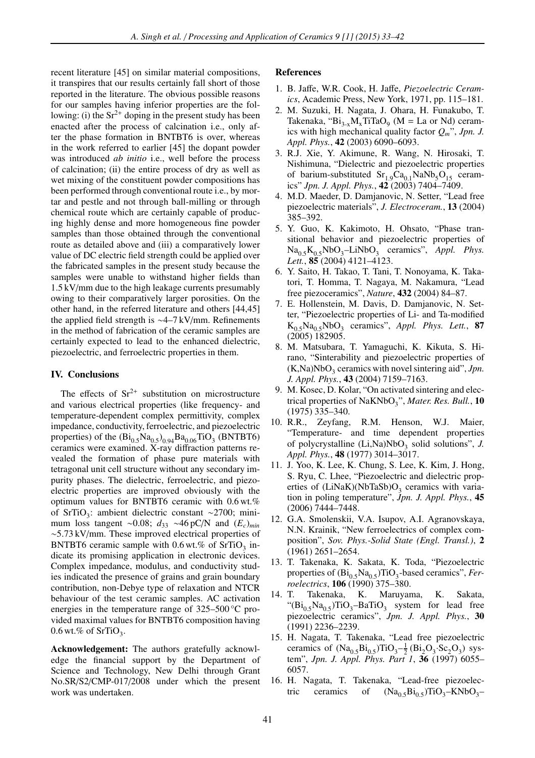recent literature [45] on similar material compositions, it transpires that our results certainly fall short of those reported in the literature. The obvious possible reasons for our samples having inferior properties are the following: (i) the $Sr^{2+}$ doping in the present study has been enacted after the process of calcination i.e., only after the phase formation in BNTBT6 is over, whereas in the work referred to earlier [45] the dopant powder was introduced *ab initio* i.e., well before the process of calcination; (ii) the entire process of dry as well as wet mixing of the constituent powder compositions has been performed through conventional route i.e., by mortar and pestle and not through ball-milling or through chemical route which are certainly capable of producing highly dense and more homogeneous fine powder samples than those obtained through the conventional route as detailed above and (iii) a comparatively lower value of DC electric field strength could be applied over the fabricated samples in the present study because the samples were unable to withstand higher fields than 1.5 kV/mm due to the high leakage currents presumably owing to their comparatively larger porosities. On the other hand, in the referred literature and others [44,45] the applied field strength is ~4–7 kV/mm. Refinements in the method of fabrication of the ceramic samples are certainly expected to lead to the enhanced dielectric, piezoelectric, and ferroelectric properties in them.

## IV. Conclusions

The effects of $Sr^{2+}$ substitution on microstructure and various electrical properties (like frequency- and temperature-dependent complex permittivity, complex impedance, conductivity, ferroelectric, and piezoelectric properties) of the $(Bi_{0.5}Na_{0.5})_{0.94}Ba_{0.06}TiO_3$ (BNTBT6) ceramics were examined. X-ray diffraction patterns revealed the formation of phase pure materials with tetragonal unit cell structure without any secondary impurity phases. The dielectric, ferroelectric, and piezoelectric properties are improved obviously with the optimum values for BNTBT6 ceramic with 0.6 wt.% of $SrTiO_3$: ambient dielectric constant ~2700; minimum loss tangent ~0.08; $d_{33}$ ~46 pC/N and $(E_c)_{min}$ ~5.73 kV/mm. These improved electrical properties of BNTBT6 ceramic sample with 0.6 wt.% of $SrTiO_3$ indicate its promising application in electronic devices. Complex impedance, modulus, and conductivity studies indicated the presence of grains and grain boundary contribution, non-Debye type of relaxation and NTCR behaviour of the test ceramic samples. AC activation energies in the temperature range of 325–500 °C provided maximal values for BNTBT6 composition having 0.6 wt.% of $SrTiO_3$.

**Acknowledgement:** The authors gratefully acknowledge the financial support by the Department of Science and Technology, New Delhi through Grant No.SR/S2/CMP-017/2008 under which the present work was undertaken.

## References

1. B. Jaffe, W.R. Cook, H. Jaffe, *Piezoelectric Ceramics*, Academic Press, New York, 1971, pp. 115–181.
2. M. Suzuki, H. Nagata, J. Ohara, H. Funakubo, T. Takenaka, "$Bi_{3-x}M_xTiTaO_9$ (M = La or Nd) ceramics with high mechanical quality factor $Q_m$", *Jpn. J. Appl. Phys.*, **42** (2003) 6090–6093.
3. R.J. Xie, Y. Akimune, R. Wang, N. Hirosaki, T. Nishimuna, "Dielectric and piezoelectric properties of barium-substituted $Sr_{1.9}Ca_{0.1}NaNb_5O_{15}$ ceramics" *Jpn. J. Appl. Phys.*, **42** (2003) 7404–7409.
4. M.D. Maeder, D. Damjanovic, N. Setter, "Lead free piezoelectric materials", *J. Electroceram.*, **13** (2004) 385–392.
5. Y. Guo, K. Kakimoto, H. Ohsato, "Phase transitional behavior and piezoelectric properties of $Na_{0.5}K_{0.5}NbO_3$–$LiNbO_3$ ceramics", *Appl. Phys. Lett.*, **85** (2004) 4121–4123.
6. Y. Saito, H. Takao, T. Tani, T. Nonoyama, K. Takatori, T. Homma, T. Nagaya, M. Nakamura, "Lead free piezoceramics", *Nature*, **432** (2004) 84–87.
7. E. Hollenstein, M. Davis, D. Damjanovic, N. Setter, "Piezoelectric properties of Li- and Ta-modified $K_{0.5}Na_{0.5}NbO_3$ ceramics", *Appl. Phys. Lett.*, **87** (2005) 182905.
8. M. Matsubara, T. Yamaguchi, K. Kikuta, S. Hirano, "Sinterability and piezoelectric properties of $(K,Na)NbO_3$ ceramics with novel sintering aid", *Jpn. J. Appl. Phys.*, **43** (2004) 7159–7163.
9. M. Kosec, D. Kolar, "On activated sintering and electrical properties of $NaKNbO_3$", *Mater. Res. Bull.*, **10** (1975) 335–340.
10. R.R., Zeyfang, R.M. Henson, W.J. Maier, "Temperature- and time dependent properties of polycrystalline $(Li,Na)NbO_3$ solid solutions", *J. Appl. Phys.*, **48** (1977) 3014–3017.
11. J. Yoo, K. Lee, K. Chung, S. Lee, K. Kim, J. Hong, S. Ryu, C. Lhee, "Piezoelectric and dielectric properties of $(LiNaK)(NbTaSb)O_3$ ceramics with variation in poling temperature", *Jpn. J. Appl. Phys.*, **45** (2006) 7444–7448.
12. G.A. Smolenskii, V.A. Isupov, A.I. Agranovskaya, N.N. Krainik, "New ferroelectrics of complex composition", *Sov. Phys.-Solid State (Engl. Transl.)*, **2** (1961) 2651–2654.
13. T. Takenaka, K. Sakata, K. Toda, "Piezoelectric properties of $(Bi_{0.5}Na_{0.5})TiO_3$-based ceramics", *Ferroelectrics*, **106** (1990) 375–380.
14. T. Takenaka, K. Maruyama, K. Sakata, "$(Bi_{0.5}Na_{0.5})TiO_3$–$BaTiO_3$ system for lead free piezoelectric ceramics", *Jpn. J. Appl. Phys.*, **30** (1991) 2236–2239.
15. H. Nagata, T. Takenaka, "Lead free piezoelectric ceramics of $(Na_{0.5}Bi_{0.5})TiO_3$–$\frac{1}{2}$ $(Bi_2O_3{\cdot}Sc_2O_3)$ system", *Jpn. J. Appl. Phys. Part 1*, **36** (1997) 6055–6057.
16. H. Nagata, T. Takenaka, "Lead-free piezoelectric ceramics of $(Na_{0.5}Bi_{0.5})TiO_3$–$KNbO_3$–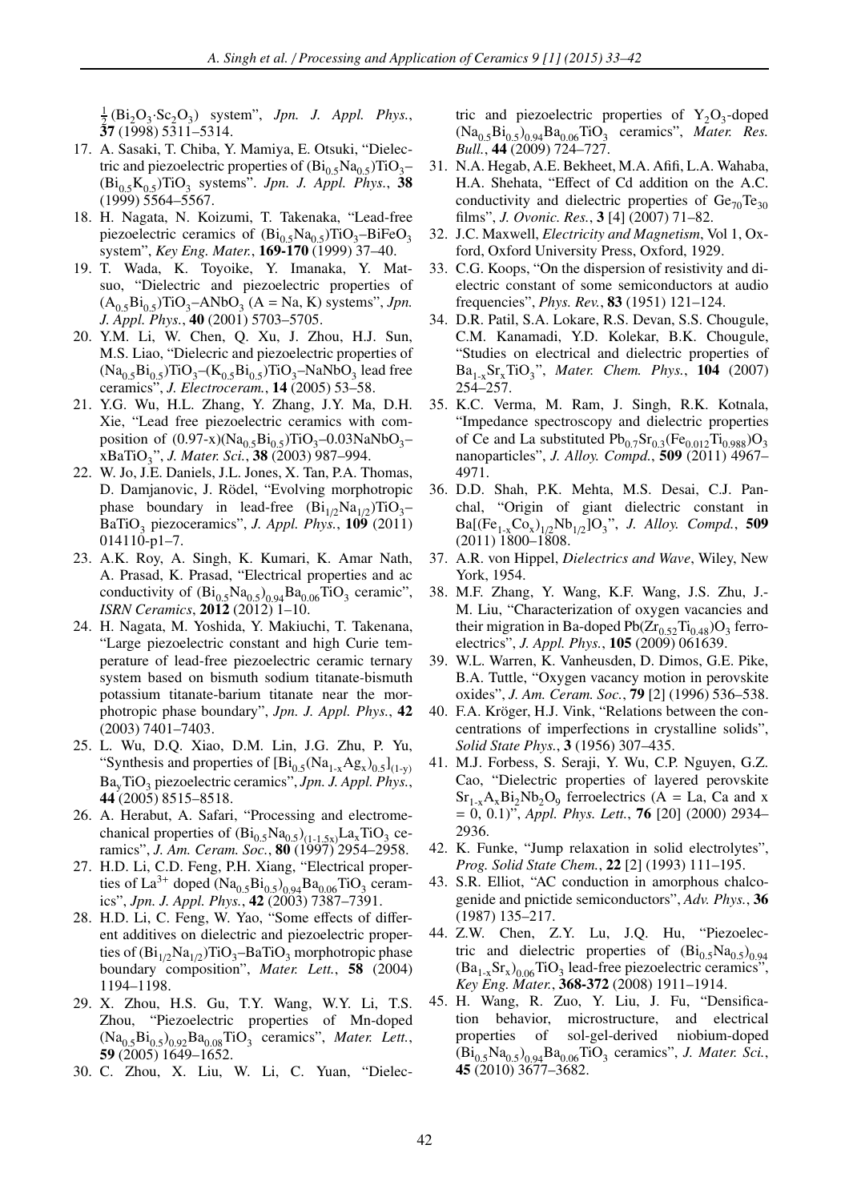$\frac{1}{2}(Bi_2O_3{\cdot}Sc_2O_3)$ system", *Jpn. J. Appl. Phys.*, **37** (1998) 5311–5314.

17. A. Sasaki, T. Chiba, Y. Mamiya, E. Otsuki, "Dielectric and piezoelectric properties of $(Bi_{0.5}Na_{0.5})TiO_3$–$(Bi_{0.5}K_{0.5})TiO_3$ systems". *Jpn. J. Appl. Phys.*, **38** (1999) 5564–5567.
18. H. Nagata, N. Koizumi, T. Takenaka, "Lead-free piezoelectric ceramics of $(Bi_{0.5}Na_{0.5})TiO_3$–$BiFeO_3$ system", *Key Eng. Mater.*, **169-170** (1999) 37–40.
19. T. Wada, K. Toyoike, Y. Imanaka, Y. Matsuo, "Dielectric and piezoelectric properties of $(A_{0.5}Bi_{0.5})TiO_3$–$ANbO_3$ (A = Na, K) systems", *Jpn. J. Appl. Phys.*, **40** (2001) 5703–5705.
20. Y.M. Li, W. Chen, Q. Xu, J. Zhou, H.J. Sun, M.S. Liao, "Dielecric and piezoelectric properties of $(Na_{0.5}Bi_{0.5})TiO_3$–$(K_{0.5}Bi_{0.5})TiO_3$–$NaNbO_3$ lead free ceramics", *J. Electroceram.*, **14** (2005) 53–58.
21. Y.G. Wu, H.L. Zhang, Y. Zhang, J.Y. Ma, D.H. Xie, "Lead free piezoelectric ceramics with composition of $(0.97\text{-}x)(Na_{0.5}Bi_{0.5})TiO_3$–$0.03NaNbO_3$–$xBaTiO_3$", *J. Mater. Sci.*, **38** (2003) 987–994.
22. W. Jo, J.E. Daniels, J.L. Jones, X. Tan, P.A. Thomas, D. Damjanovic, J. Rödel, "Evolving morphotropic phase boundary in lead-free $(Bi_{1/2}Na_{1/2})TiO_3$–$BaTiO_3$ piezoceramics", *J. Appl. Phys.*, **109** (2011) 014110-p1–7.
23. A.K. Roy, A. Singh, K. Kumari, K. Amar Nath, A. Prasad, K. Prasad, "Electrical properties and ac conductivity of $(Bi_{0.5}Na_{0.5})_{0.94}Ba_{0.06}TiO_3$ ceramic", *ISRN Ceramics*, **2012** (2012) 1–10.
24. H. Nagata, M. Yoshida, Y. Makiuchi, T. Takenana, "Large piezoelectric constant and high Curie temperature of lead-free piezoelectric ceramic ternary system based on bismuth sodium titanate-bismuth potassium titanate-barium titanate near the morphotropic phase boundary", *Jpn. J. Appl. Phys.*, **42** (2003) 7401–7403.
25. L. Wu, D.Q. Xiao, D.M. Lin, J.G. Zhu, P. Yu, "Synthesis and properties of $[Bi_{0.5}(Na_{1\text{-}x}Ag_x)_{0.5}]_{(1\text{-}y)}Ba_yTiO_3$ piezoelectric ceramics", *Jpn. J. Appl. Phys.*, **44** (2005) 8515–8518.
26. A. Herabut, A. Safari, "Processing and electromechanical properties of $(Bi_{0.5}Na_{0.5})_{(1\text{-}1.5x)}La_xTiO_3$ ceramics", *J. Am. Ceram. Soc.*, **80** (1997) 2954–2958.
27. H.D. Li, C.D. Feng, P.H. Xiang, "Electrical properties of $La^{3+}$ doped $(Na_{0.5}Bi_{0.5})_{0.94}Ba_{0.06}TiO_3$ ceramics", *Jpn. J. Appl. Phys.*, **42** (2003) 7387–7391.
28. H.D. Li, C. Feng, W. Yao, "Some effects of different additives on dielectric and piezoelectric properties of $(Bi_{1/2}Na_{1/2})TiO_3$–$BaTiO_3$ morphotropic phase boundary composition", *Mater. Lett.*, **58** (2004) 1194–1198.
29. X. Zhou, H.S. Gu, T.Y. Wang, W.Y. Li, T.S. Zhou, "Piezoelectric properties of Mn-doped $(Na_{0.5}Bi_{0.5})_{0.92}Ba_{0.08}TiO_3$ ceramics", *Mater. Lett.*, **59** (2005) 1649–1652.
30. C. Zhou, X. Liu, W. Li, C. Yuan, "Dielectric and piezoelectric properties of $Y_2O_3$-doped $(Na_{0.5}Bi_{0.5})_{0.94}Ba_{0.06}TiO_3$ ceramics", *Mater. Res. Bull.*, **44** (2009) 724–727.
31. N.A. Hegab, A.E. Bekheet, M.A. Afifi, L.A. Wahaba, H.A. Shehata, "Effect of Cd addition on the A.C. conductivity and dielectric properties of $Ge_{70}Te_{30}$ films", *J. Ovonic. Res.*, **3** [4] (2007) 71–82.
32. J.C. Maxwell, *Electricity and Magnetism*, Vol 1, Oxford, Oxford University Press, Oxford, 1929.
33. C.G. Koops, "On the dispersion of resistivity and dielectric constant of some semiconductors at audio frequencies", *Phys. Rev.*, **83** (1951) 121–124.
34. D.R. Patil, S.A. Lokare, R.S. Devan, S.S. Chougule, C.M. Kanamadi, Y.D. Kolekar, B.K. Chougule, "Studies on electrical and dielectric properties of $Ba_{1\text{-}x}Sr_xTiO_3$", *Mater. Chem. Phys.*, **104** (2007) 254–257.
35. K.C. Verma, M. Ram, J. Singh, R.K. Kotnala, "Impedance spectroscopy and dielectric properties of Ce and La substituted $Pb_{0.7}Sr_{0.3}(Fe_{0.012}Ti_{0.988})O_3$ nanoparticles", *J. Alloy. Compd.*, **509** (2011) 4967–4971.
36. D.D. Shah, P.K. Mehta, M.S. Desai, C.J. Panchal, "Origin of giant dielectric constant in $Ba[(Fe_{1\text{-}x}Co_x)_{1/2}Nb_{1/2}]O_3$", *J. Alloy. Compd.*, **509** (2011) 1800–1808.
37. A.R. von Hippel, *Dielectrics and Wave*, Wiley, New York, 1954.
38. M.F. Zhang, Y. Wang, K.F. Wang, J.S. Zhu, J.-M. Liu, "Characterization of oxygen vacancies and their migration in Ba-doped $Pb(Zr_{0.52}Ti_{0.48})O_3$ ferroelectrics", *J. Appl. Phys.*, **105** (2009) 061639.
39. W.L. Warren, K. Vanheusden, D. Dimos, G.E. Pike, B.A. Tuttle, "Oxygen vacancy motion in perovskite oxides", *J. Am. Ceram. Soc.*, **79** [2] (1996) 536–538.
40. F.A. Kröger, H.J. Vink, "Relations between the concentrations of imperfections in crystalline solids", *Solid State Phys.*, **3** (1956) 307–435.
41. M.J. Forbess, S. Seraji, Y. Wu, C.P. Nguyen, G.Z. Cao, "Dielectric properties of layered perovskite $Sr_{1\text{-}x}A_xBi_2Nb_2O_9$ ferroelectrics (A = La, Ca and x = 0, 0.1)", *Appl. Phys. Lett.*, **76** [20] (2000) 2934–2936.
42. K. Funke, "Jump relaxation in solid electrolytes", *Prog. Solid State Chem.*, **22** [2] (1993) 111–195.
43. S.R. Elliot, "AC conduction in amorphous chalcogenide and pnictide semiconductors", *Adv. Phys.*, **36** (1987) 135–217.
44. Z.W. Chen, Z.Y. Lu, J.Q. Hu, "Piezoelectric and dielectric properties of $(Bi_{0.5}Na_{0.5})_{0.94}(Ba_{1\text{-}x}Sr_x)_{0.06}TiO_3$ lead-free piezoelectric ceramics", *Key Eng. Mater.*, **368-372** (2008) 1911–1914.
45. H. Wang, R. Zuo, Y. Liu, J. Fu, "Densification behavior, microstructure, and electrical properties of sol-gel-derived niobium-doped $(Bi_{0.5}Na_{0.5})_{0.94}Ba_{0.06}TiO_3$ ceramics", *J. Mater. Sci.*, **45** (2010) 3677–3682.